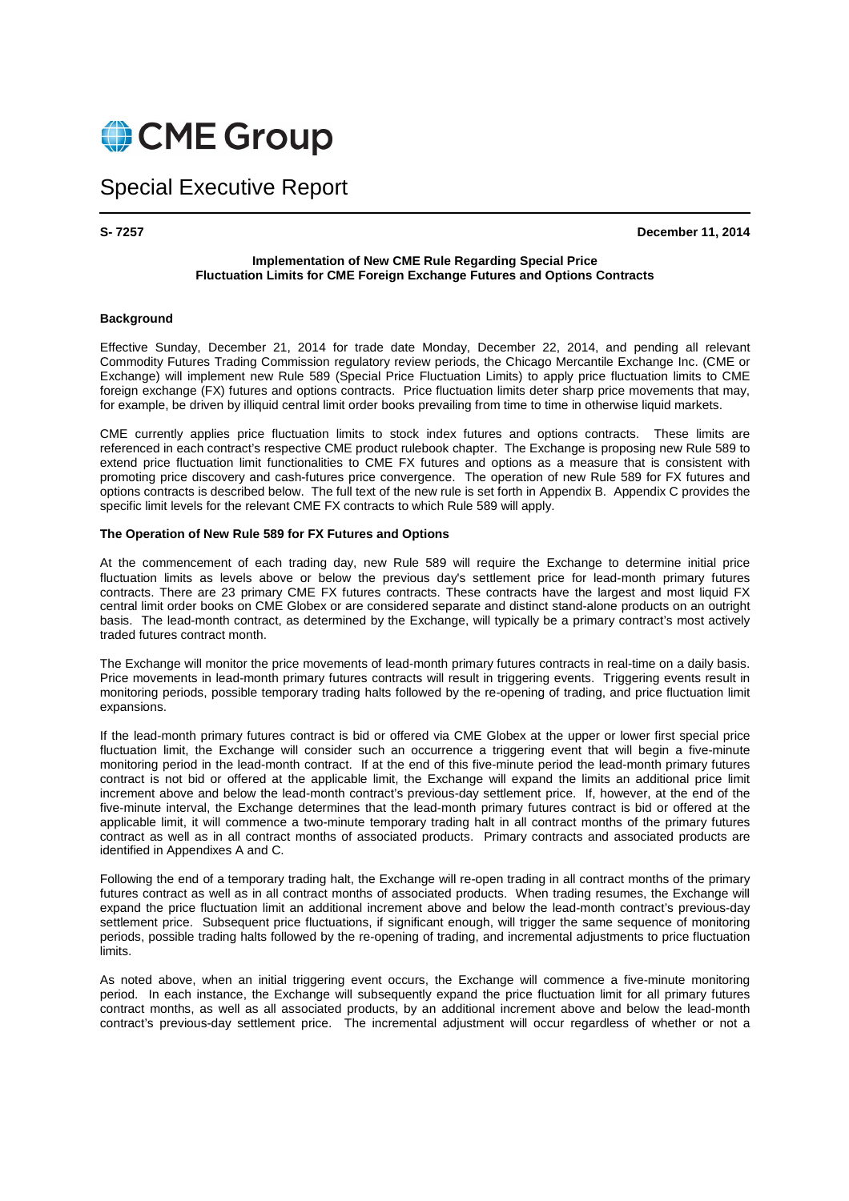# CME Group

## Special Executive Report

**S- 7257** **December 11, 2014**

**Implementation of New CME Rule Regarding Special Price Fluctuation Limits for CME Foreign Exchange Futures and Options Contracts**

### Background

Effective Sunday, December 21, 2014 for trade date Monday, December 22, 2014, and pending all relevant Commodity Futures Trading Commission regulatory review periods, the Chicago Mercantile Exchange Inc. (CME or Exchange) will implement new Rule 589 (Special Price Fluctuation Limits) to apply price fluctuation limits to CME foreign exchange (FX) futures and options contracts. Price fluctuation limits deter sharp price movements that may, for example, be driven by illiquid central limit order books prevailing from time to time in otherwise liquid markets.

CME currently applies price fluctuation limits to stock index futures and options contracts. These limits are referenced in each contract's respective CME product rulebook chapter. The Exchange is proposing new Rule 589 to extend price fluctuation limit functionalities to CME FX futures and options as a measure that is consistent with promoting price discovery and cash-futures price convergence. The operation of new Rule 589 for FX futures and options contracts is described below. The full text of the new rule is set forth in Appendix B. Appendix C provides the specific limit levels for the relevant CME FX contracts to which Rule 589 will apply.

### The Operation of New Rule 589 for FX Futures and Options

At the commencement of each trading day, new Rule 589 will require the Exchange to determine initial price fluctuation limits as levels above or below the previous day's settlement price for lead-month primary futures contracts. There are 23 primary CME FX futures contracts. These contracts have the largest and most liquid FX central limit order books on CME Globex or are considered separate and distinct stand-alone products on an outright basis. The lead-month contract, as determined by the Exchange, will typically be a primary contract's most actively traded futures contract month.

The Exchange will monitor the price movements of lead-month primary futures contracts in real-time on a daily basis. Price movements in lead-month primary futures contracts will result in triggering events. Triggering events result in monitoring periods, possible temporary trading halts followed by the re-opening of trading, and price fluctuation limit expansions.

If the lead-month primary futures contract is bid or offered via CME Globex at the upper or lower first special price fluctuation limit, the Exchange will consider such an occurrence a triggering event that will begin a five-minute monitoring period in the lead-month contract. If at the end of this five-minute period the lead-month primary futures contract is not bid or offered at the applicable limit, the Exchange will expand the limits an additional price limit increment above and below the lead-month contract's previous-day settlement price. If, however, at the end of the five-minute interval, the Exchange determines that the lead-month primary futures contract is bid or offered at the applicable limit, it will commence a two-minute temporary trading halt in all contract months of the primary futures contract as well as in all contract months of associated products. Primary contracts and associated products are identified in Appendixes A and C.

Following the end of a temporary trading halt, the Exchange will re-open trading in all contract months of the primary futures contract as well as in all contract months of associated products. When trading resumes, the Exchange will expand the price fluctuation limit an additional increment above and below the lead-month contract's previous-day settlement price. Subsequent price fluctuations, if significant enough, will trigger the same sequence of monitoring periods, possible trading halts followed by the re-opening of trading, and incremental adjustments to price fluctuation limits.

As noted above, when an initial triggering event occurs, the Exchange will commence a five-minute monitoring period. In each instance, the Exchange will subsequently expand the price fluctuation limit for all primary futures contract months, as well as all associated products, by an additional increment above and below the lead-month contract's previous-day settlement price. The incremental adjustment will occur regardless of whether or not a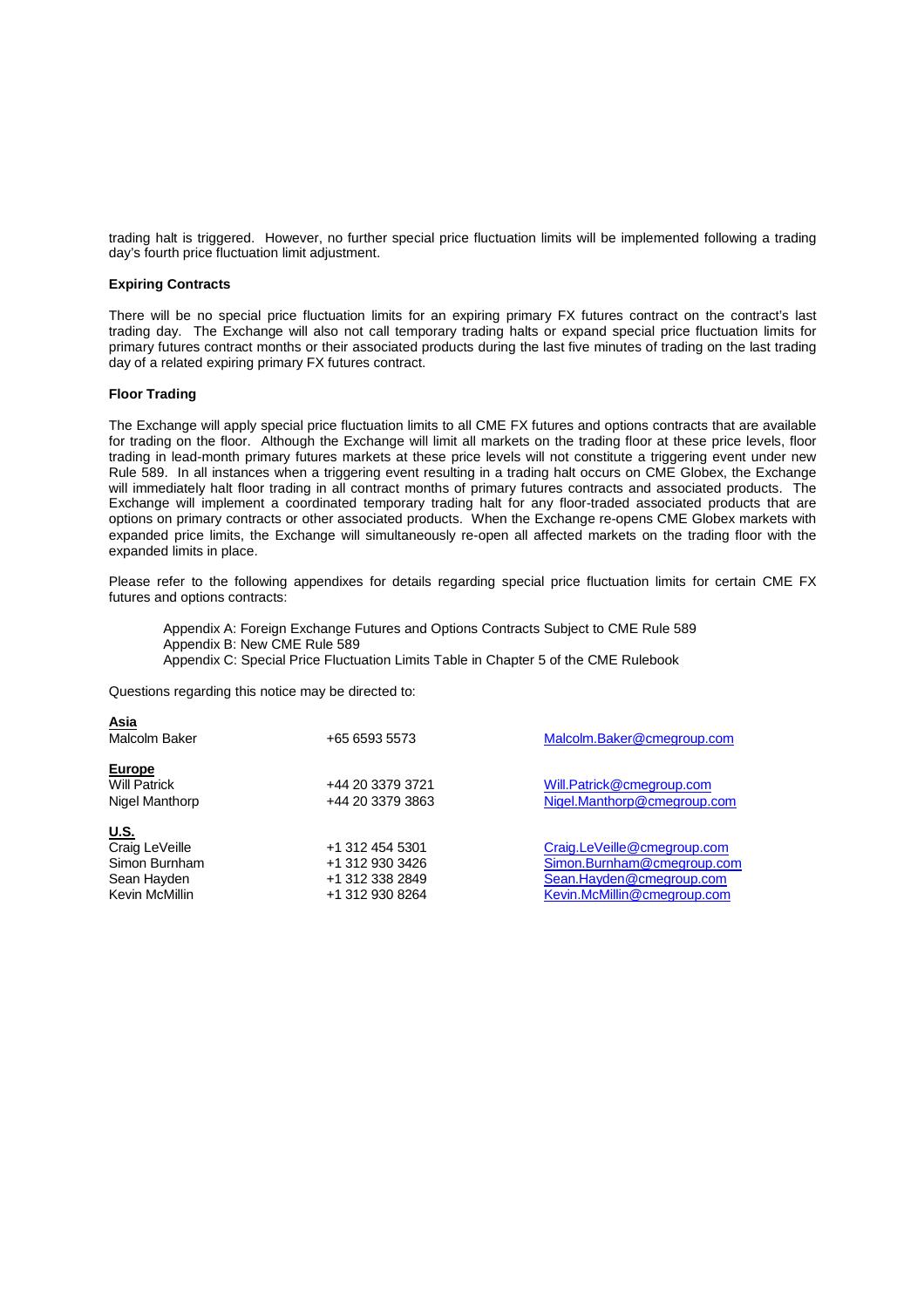trading halt is triggered. However, no further special price fluctuation limits will be implemented following a trading day's fourth price fluctuation limit adjustment.

**Expiring Contracts**

There will be no special price fluctuation limits for an expiring primary FX futures contract on the contract's last trading day. The Exchange will also not call temporary trading halts or expand special price fluctuation limits for primary futures contract months or their associated products during the last five minutes of trading on the last trading day of a related expiring primary FX futures contract.

**Floor Trading**

The Exchange will apply special price fluctuation limits to all CME FX futures and options contracts that are available for trading on the floor. Although the Exchange will limit all markets on the trading floor at these price levels, floor trading in lead-month primary futures markets at these price levels will not constitute a triggering event under new Rule 589. In all instances when a triggering event resulting in a trading halt occurs on CME Globex, the Exchange will immediately halt floor trading in all contract months of primary futures contracts and associated products. The Exchange will implement a coordinated temporary trading halt for any floor-traded associated products that are options on primary contracts or other associated products. When the Exchange re-opens CME Globex markets with expanded price limits, the Exchange will simultaneously re-open all affected markets on the trading floor with the expanded limits in place.

Please refer to the following appendixes for details regarding special price fluctuation limits for certain CME FX futures and options contracts:

Appendix A: Foreign Exchange Futures and Options Contracts Subject to CME Rule 589
Appendix B: New CME Rule 589
Appendix C: Special Price Fluctuation Limits Table in Chapter 5 of the CME Rulebook

Questions regarding this notice may be directed to:

| **Asia** | | |
| --- | --- | --- |
| Malcolm Baker | +65 6593 5573 | Malcolm.Baker@cmegroup.com |
| **Europe** | | |
| Will Patrick | +44 20 3379 3721 | Will.Patrick@cmegroup.com |
| Nigel Manthorp | +44 20 3379 3863 | Nigel.Manthorp@cmegroup.com |
| **U.S.** | | |
| Craig LeVeille | +1 312 454 5301 | Craig.LeVeille@cmegroup.com |
| Simon Burnham | +1 312 930 3426 | Simon.Burnham@cmegroup.com |
| Sean Hayden | +1 312 338 2849 | Sean.Hayden@cmegroup.com |
| Kevin McMillin | +1 312 930 8264 | Kevin.McMillin@cmegroup.com |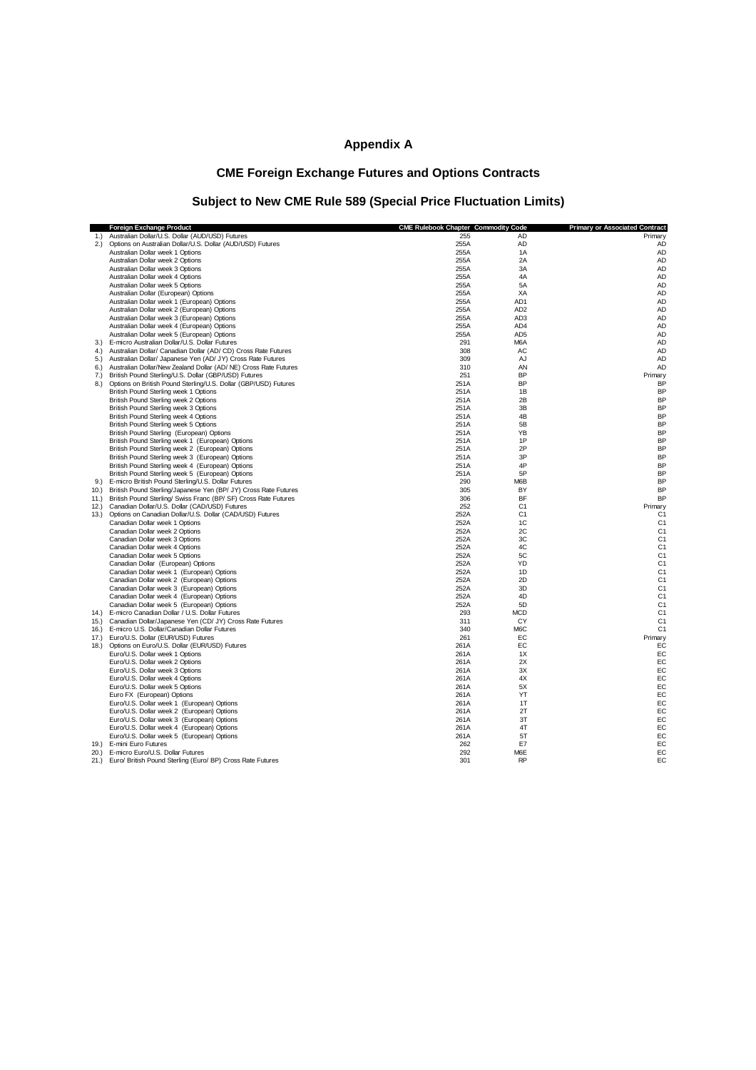# Appendix A

## CME Foreign Exchange Futures and Options Contracts

## Subject to New CME Rule 589 (Special Price Fluctuation Limits)

| | Foreign Exchange Product | CME Rulebook Chapter | Commodity Code | Primary or Associated Contract |
|---|---|---|---|---|
| 1.) | Australian Dollar/U.S. Dollar (AUD/USD) Futures | 255 | AD | Primary |
| 2.) | Options on Australian Dollar/U.S. Dollar (AUD/USD) Futures | 255A | AD | AD |
| | Australian Dollar week 1 Options | 255A | 1A | AD |
| | Australian Dollar week 2 Options | 255A | 2A | AD |
| | Australian Dollar week 3 Options | 255A | 3A | AD |
| | Australian Dollar week 4 Options | 255A | 4A | AD |
| | Australian Dollar week 5 Options | 255A | 5A | AD |
| | Australian Dollar (European) Options | 255A | XA | AD |
| | Australian Dollar week 1 (European) Options | 255A | AD1 | AD |
| | Australian Dollar week 2 (European) Options | 255A | AD2 | AD |
| | Australian Dollar week 3 (European) Options | 255A | AD3 | AD |
| | Australian Dollar week 4 (European) Options | 255A | AD4 | AD |
| | Australian Dollar week 5 (European) Options | 255A | AD5 | AD |
| 3.) | E-micro Australian Dollar/U.S. Dollar Futures | 291 | M6A | AD |
| 4.) | Australian Dollar/ Canadian Dollar (AD/ CD) Cross Rate Futures | 308 | AC | AD |
| 5.) | Australian Dollar/ Japanese Yen (AD/ JY) Cross Rate Futures | 309 | AJ | AD |
| 6.) | Australian Dollar/New Zealand Dollar (AD/ NE) Cross Rate Futures | 310 | AN | AD |
| 7.) | British Pound Sterling/U.S. Dollar (GBP/USD) Futures | 251 | BP | Primary |
| 8.) | Options on British Pound Sterling/U.S. Dollar (GBP/USD) Futures | 251A | BP | BP |
| | British Pound Sterling week 1 Options | 251A | 1B | BP |
| | British Pound Sterling week 2 Options | 251A | 2B | BP |
| | British Pound Sterling week 3 Options | 251A | 3B | BP |
| | British Pound Sterling week 4 Options | 251A | 4B | BP |
| | British Pound Sterling week 5 Options | 251A | 5B | BP |
| | British Pound Sterling (European) Options | 251A | YB | BP |
| | British Pound Sterling week 1 (European) Options | 251A | 1P | BP |
| | British Pound Sterling week 2 (European) Options | 251A | 2P | BP |
| | British Pound Sterling week 3 (European) Options | 251A | 3P | BP |
| | British Pound Sterling week 4 (European) Options | 251A | 4P | BP |
| | British Pound Sterling week 5 (European) Options | 251A | 5P | BP |
| 9.) | E-micro British Pound Sterling/U.S. Dollar Futures | 290 | M6B | BP |
| 10.) | British Pound Sterling/Japanese Yen (BP/ JY) Cross Rate Futures | 305 | BY | BP |
| 11.) | British Pound Sterling/ Swiss Franc (BP/ SF) Cross Rate Futures | 306 | BF | BP |
| 12.) | Canadian Dollar/U.S. Dollar (CAD/USD) Futures | 252 | C1 | Primary |
| 13.) | Options on Canadian Dollar/U.S. Dollar (CAD/USD) Futures | 252A | C1 | C1 |
| | Canadian Dollar week 1 Options | 252A | 1C | C1 |
| | Canadian Dollar week 2 Options | 252A | 2C | C1 |
| | Canadian Dollar week 3 Options | 252A | 3C | C1 |
| | Canadian Dollar week 4 Options | 252A | 4C | C1 |
| | Canadian Dollar week 5 Options | 252A | 5C | C1 |
| | Canadian Dollar (European) Options | 252A | YD | C1 |
| | Canadian Dollar week 1 (European) Options | 252A | 1D | C1 |
| | Canadian Dollar week 2 (European) Options | 252A | 2D | C1 |
| | Canadian Dollar week 3 (European) Options | 252A | 3D | C1 |
| | Canadian Dollar week 4 (European) Options | 252A | 4D | C1 |
| | Canadian Dollar week 5 (European) Options | 252A | 5D | C1 |
| 14.) | E-micro Canadian Dollar / U.S. Dollar Futures | 293 | MCD | C1 |
| 15.) | Canadian Dollar/Japanese Yen (CD/ JY) Cross Rate Futures | 311 | CY | C1 |
| 16.) | E-micro U.S. Dollar/Canadian Dollar Futures | 340 | M6C | C1 |
| 17.) | Euro/U.S. Dollar (EUR/USD) Futures | 261 | EC | Primary |
| 18.) | Options on Euro/U.S. Dollar (EUR/USD) Futures | 261A | EC | EC |
| | Euro/U.S. Dollar week 1 Options | 261A | 1X | EC |
| | Euro/U.S. Dollar week 2 Options | 261A | 2X | EC |
| | Euro/U.S. Dollar week 3 Options | 261A | 3X | EC |
| | Euro/U.S. Dollar week 4 Options | 261A | 4X | EC |
| | Euro/U.S. Dollar week 5 Options | 261A | 5X | EC |
| | Euro FX (European) Options | 261A | YT | EC |
| | Euro/U.S. Dollar week 1 (European) Options | 261A | 1T | EC |
| | Euro/U.S. Dollar week 2 (European) Options | 261A | 2T | EC |
| | Euro/U.S. Dollar week 3 (European) Options | 261A | 3T | EC |
| | Euro/U.S. Dollar week 4 (European) Options | 261A | 4T | EC |
| | Euro/U.S. Dollar week 5 (European) Options | 261A | 5T | EC |
| 19.) | E-mini Euro Futures | 262 | E7 | EC |
| 20.) | E-micro Euro/U.S. Dollar Futures | 292 | M6E | EC |
| 21.) | Euro/ British Pound Sterling (Euro/ BP) Cross Rate Futures | 301 | RP | EC |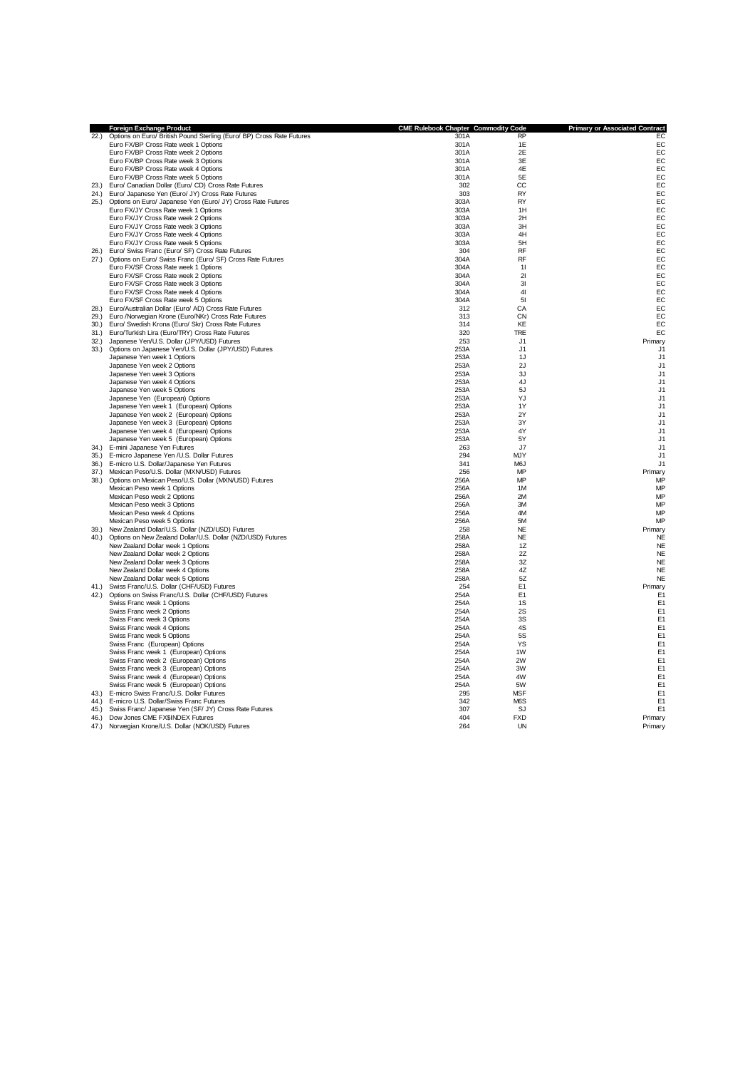| | Foreign Exchange Product | CME Rulebook Chapter | Commodity Code | Primary or Associated Contract |
|---|---|---|---|---|
| 22.) | Options on Euro/ British Pound Sterling (Euro/ BP) Cross Rate Futures | 301A | RP | EC |
| | Euro FX/BP Cross Rate week 1 Options | 301A | 1E | EC |
| | Euro FX/BP Cross Rate week 2 Options | 301A | 2E | EC |
| | Euro FX/BP Cross Rate week 3 Options | 301A | 3E | EC |
| | Euro FX/BP Cross Rate week 4 Options | 301A | 4E | EC |
| | Euro FX/BP Cross Rate week 5 Options | 301A | 5E | EC |
| 23.) | Euro/ Canadian Dollar (Euro/ CD) Cross Rate Futures | 302 | CC | EC |
| 24.) | Euro/ Japanese Yen (Euro/ JY) Cross Rate Futures | 303 | RY | EC |
| 25.) | Options on Euro/ Japanese Yen (Euro/ JY) Cross Rate Futures | 303A | RY | EC |
| | Euro FX/JY Cross Rate week 1 Options | 303A | 1H | EC |
| | Euro FX/JY Cross Rate week 2 Options | 303A | 2H | EC |
| | Euro FX/JY Cross Rate week 3 Options | 303A | 3H | EC |
| | Euro FX/JY Cross Rate week 4 Options | 303A | 4H | EC |
| | Euro FX/JY Cross Rate week 5 Options | 303A | 5H | EC |
| 26.) | Euro/ Swiss Franc (Euro/ SF) Cross Rate Futures | 304 | RF | EC |
| 27.) | Options on Euro/ Swiss Franc (Euro/ SF) Cross Rate Futures | 304A | RF | EC |
| | Euro FX/SF Cross Rate week 1 Options | 304A | 1I | EC |
| | Euro FX/SF Cross Rate week 2 Options | 304A | 2I | EC |
| | Euro FX/SF Cross Rate week 3 Options | 304A | 3I | EC |
| | Euro FX/SF Cross Rate week 4 Options | 304A | 4I | EC |
| | Euro FX/SF Cross Rate week 5 Options | 304A | 5I | EC |
| 28.) | Euro/Australian Dollar (Euro/ AD) Cross Rate Futures | 312 | CA | EC |
| 29.) | Euro /Norwegian Krone (Euro/NKr) Cross Rate Futures | 313 | CN | EC |
| 30.) | Euro/ Swedish Krona (Euro/ Skr) Cross Rate Futures | 314 | KE | EC |
| 31.) | Euro/Turkish Lira (Euro/TRY) Cross Rate Futures | 320 | TRE | EC |
| 32.) | Japanese Yen/U.S. Dollar (JPY/USD) Futures | 253 | J1 | Primary |
| 33.) | Options on Japanese Yen/U.S. Dollar (JPY/USD) Futures | 253A | J1 | J1 |
| | Japanese Yen week 1 Options | 253A | 1J | J1 |
| | Japanese Yen week 2 Options | 253A | 2J | J1 |
| | Japanese Yen week 3 Options | 253A | 3J | J1 |
| | Japanese Yen week 4 Options | 253A | 4J | J1 |
| | Japanese Yen week 5 Options | 253A | 5J | J1 |
| | Japanese Yen (European) Options | 253A | YJ | J1 |
| | Japanese Yen week 1 (European) Options | 253A | 1Y | J1 |
| | Japanese Yen week 2 (European) Options | 253A | 2Y | J1 |
| | Japanese Yen week 3 (European) Options | 253A | 3Y | J1 |
| | Japanese Yen week 4 (European) Options | 253A | 4Y | J1 |
| | Japanese Yen week 5 (European) Options | 253A | 5Y | J1 |
| 34.) | E-mini Japanese Yen Futures | 263 | J7 | J1 |
| 35.) | E-micro Japanese Yen /U.S. Dollar Futures | 294 | MJY | J1 |
| 36.) | E-micro U.S. Dollar/Japanese Yen Futures | 341 | M6J | J1 |
| 37.) | Mexican Peso/U.S. Dollar (MXN/USD) Futures | 256 | MP | Primary |
| 38.) | Options on Mexican Peso/U.S. Dollar (MXN/USD) Futures | 256A | MP | MP |
| | Mexican Peso week 1 Options | 256A | 1M | MP |
| | Mexican Peso week 2 Options | 256A | 2M | MP |
| | Mexican Peso week 3 Options | 256A | 3M | MP |
| | Mexican Peso week 4 Options | 256A | 4M | MP |
| | Mexican Peso week 5 Options | 256A | 5M | MP |
| 39.) | New Zealand Dollar/U.S. Dollar (NZD/USD) Futures | 258 | NE | Primary |
| 40.) | Options on New Zealand Dollar/U.S. Dollar (NZD/USD) Futures | 258A | NE | NE |
| | New Zealand Dollar week 1 Options | 258A | 1Z | NE |
| | New Zealand Dollar week 2 Options | 258A | 2Z | NE |
| | New Zealand Dollar week 3 Options | 258A | 3Z | NE |
| | New Zealand Dollar week 4 Options | 258A | 4Z | NE |
| | New Zealand Dollar week 5 Options | 258A | 5Z | NE |
| 41.) | Swiss Franc/U.S. Dollar (CHF/USD) Futures | 254 | E1 | Primary |
| 42.) | Options on Swiss Franc/U.S. Dollar (CHF/USD) Futures | 254A | E1 | E1 |
| | Swiss Franc week 1 Options | 254A | 1S | E1 |
| | Swiss Franc week 2 Options | 254A | 2S | E1 |
| | Swiss Franc week 3 Options | 254A | 3S | E1 |
| | Swiss Franc week 4 Options | 254A | 4S | E1 |
| | Swiss Franc week 5 Options | 254A | 5S | E1 |
| | Swiss Franc (European) Options | 254A | YS | E1 |
| | Swiss Franc week 1 (European) Options | 254A | 1W | E1 |
| | Swiss Franc week 2 (European) Options | 254A | 2W | E1 |
| | Swiss Franc week 3 (European) Options | 254A | 3W | E1 |
| | Swiss Franc week 4 (European) Options | 254A | 4W | E1 |
| | Swiss Franc week 5 (European) Options | 254A | 5W | E1 |
| 43.) | E-micro Swiss Franc/U.S. Dollar Futures | 295 | MSF | E1 |
| 44.) | E-micro U.S. Dollar/Swiss Franc Futures | 342 | M6S | E1 |
| 45.) | Swiss Franc/ Japanese Yen (SF/ JY) Cross Rate Futures | 307 | SJ | E1 |
| 46.) | Dow Jones CME FX$INDEX Futures | 404 | FXD | Primary |
| 47.) | Norwegian Krone/U.S. Dollar (NOK/USD) Futures | 264 | UN | Primary |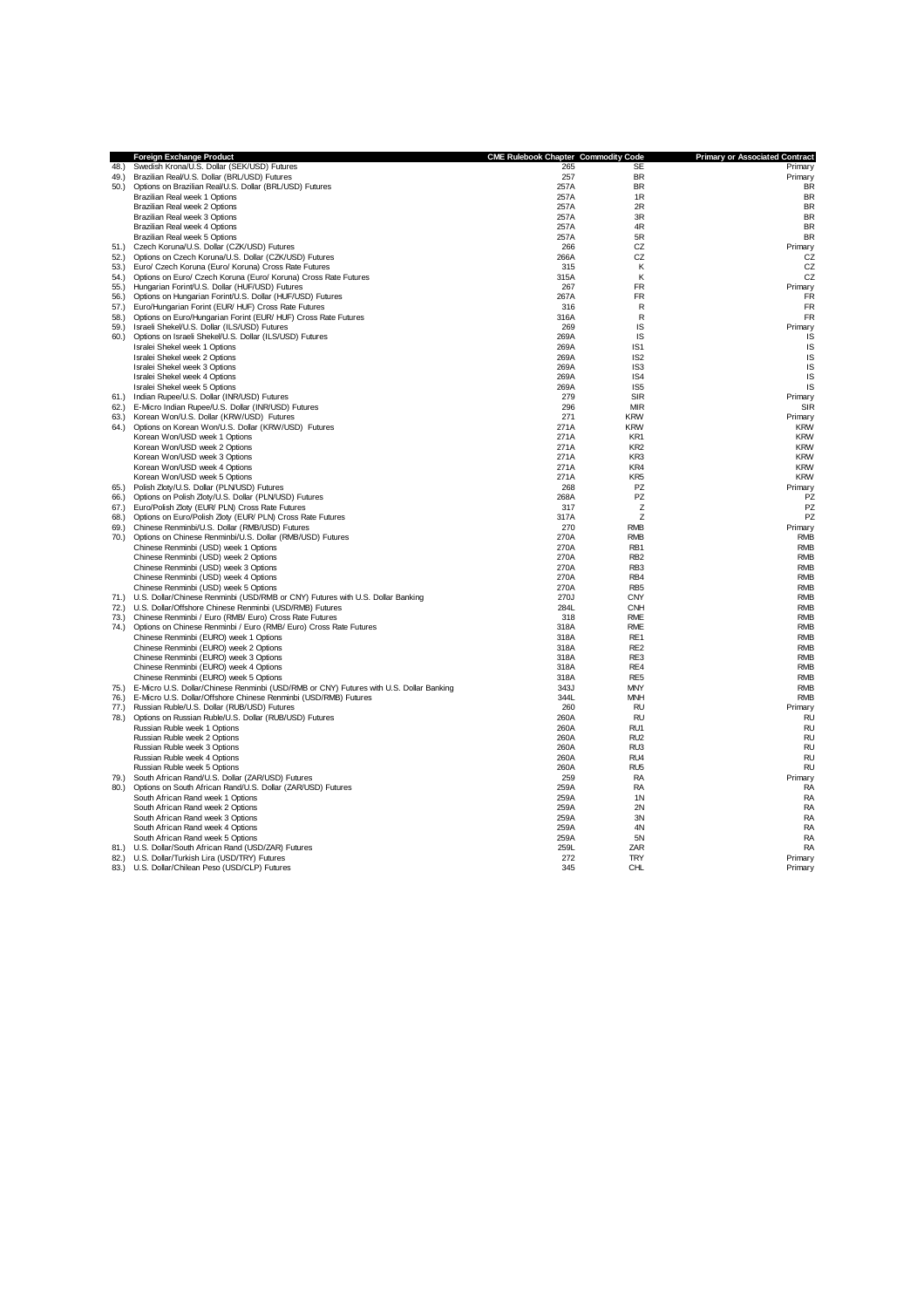| | Foreign Exchange Product | CME Rulebook Chapter | Commodity Code | Primary or Associated Contract |
|---|---|---|---|---|
| 48.) | Swedish Krona/U.S. Dollar (SEK/USD) Futures | 265 | SE | Primary |
| 49.) | Brazilian Real/U.S. Dollar (BRL/USD) Futures | 257 | BR | Primary |
| 50.) | Options on Brazilian Real/U.S. Dollar (BRL/USD) Futures | 257A | BR | BR |
| | Brazilian Real week 1 Options | 257A | 1R | BR |
| | Brazilian Real week 2 Options | 257A | 2R | BR |
| | Brazilian Real week 3 Options | 257A | 3R | BR |
| | Brazilian Real week 4 Options | 257A | 4R | BR |
| | Brazilian Real week 5 Options | 257A | 5R | BR |
| 51.) | Czech Koruna/U.S. Dollar (CZK/USD) Futures | 266 | CZ | Primary |
| 52.) | Options on Czech Koruna/U.S. Dollar (CZK/USD) Futures | 266A | CZ | CZ |
| 53.) | Euro/ Czech Koruna (Euro/ Koruna) Cross Rate Futures | 315 | K | CZ |
| 54.) | Options on Euro/ Czech Koruna (Euro/ Koruna) Cross Rate Futures | 315A | K | CZ |
| 55.) | Hungarian Forint/U.S. Dollar (HUF/USD) Futures | 267 | FR | Primary |
| 56.) | Options on Hungarian Forint/U.S. Dollar (HUF/USD) Futures | 267A | FR | FR |
| 57.) | Euro/Hungarian Forint (EUR/ HUF) Cross Rate Futures | 316 | R | FR |
| 58.) | Options on Euro/Hungarian Forint (EUR/ HUF) Cross Rate Futures | 316A | R | FR |
| 59.) | Israeli Shekel/U.S. Dollar (ILS/USD) Futures | 269 | IS | Primary |
| 60.) | Options on Israeli Shekel/U.S. Dollar (ILS/USD) Futures | 269A | IS | IS |
| | Isralei Shekel week 1 Options | 269A | IS1 | IS |
| | Isralei Shekel week 2 Options | 269A | IS2 | IS |
| | Isralei Shekel week 3 Options | 269A | IS3 | IS |
| | Isralei Shekel week 4 Options | 269A | IS4 | IS |
| | Isralei Shekel week 5 Options | 269A | IS5 | IS |
| 61.) | Indian Rupee/U.S. Dollar (INR/USD) Futures | 279 | SIR | Primary |
| 62.) | E-Micro Indian Rupee/U.S. Dollar (INR/USD) Futures | 296 | MIR | SIR |
| 63.) | Korean Won/U.S. Dollar (KRW/USD) Futures | 271 | KRW | Primary |
| 64.) | Options on Korean Won/U.S. Dollar (KRW/USD) Futures | 271A | KRW | KRW |
| | Korean Won/USD week 1 Options | 271A | KR1 | KRW |
| | Korean Won/USD week 2 Options | 271A | KR2 | KRW |
| | Korean Won/USD week 3 Options | 271A | KR3 | KRW |
| | Korean Won/USD week 4 Options | 271A | KR4 | KRW |
| | Korean Won/USD week 5 Options | 271A | KR5 | KRW |
| 65.) | Polish Zloty/U.S. Dollar (PLN/USD) Futures | 268 | PZ | Primary |
| 66.) | Options on Polish Zloty/U.S. Dollar (PLN/USD) Futures | 268A | PZ | PZ |
| 67.) | Euro/Polish Zloty (EUR/ PLN) Cross Rate Futures | 317 | Z | PZ |
| 68.) | Options on Euro/Polish Zloty (EUR/ PLN) Cross Rate Futures | 317A | Z | PZ |
| 69.) | Chinese Renminbi/U.S. Dollar (RMB/USD) Futures | 270 | RMB | Primary |
| 70.) | Options on Chinese Renminbi/U.S. Dollar (RMB/USD) Futures | 270A | RMB | RMB |
| | Chinese Renminbi (USD) week 1 Options | 270A | RB1 | RMB |
| | Chinese Renminbi (USD) week 2 Options | 270A | RB2 | RMB |
| | Chinese Renminbi (USD) week 3 Options | 270A | RB3 | RMB |
| | Chinese Renminbi (USD) week 4 Options | 270A | RB4 | RMB |
| | Chinese Renminbi (USD) week 5 Options | 270A | RB5 | RMB |
| 71.) | U.S. Dollar/Chinese Renminbi (USD/RMB or CNY) Futures with U.S. Dollar Banking | 270J | CNY | RMB |
| 72.) | U.S. Dollar/Offshore Chinese Renminbi (USD/RMB) Futures | 284L | CNH | RMB |
| 73.) | Chinese Renminbi / Euro (RMB/ Euro) Cross Rate Futures | 318 | RME | RMB |
| 74.) | Options on Chinese Renminbi / Euro (RMB/ Euro) Cross Rate Futures | 318A | RME | RMB |
| | Chinese Renminbi (EURO) week 1 Options | 318A | RE1 | RMB |
| | Chinese Renminbi (EURO) week 2 Options | 318A | RE2 | RMB |
| | Chinese Renminbi (EURO) week 3 Options | 318A | RE3 | RMB |
| | Chinese Renminbi (EURO) week 4 Options | 318A | RE4 | RMB |
| | Chinese Renminbi (EURO) week 5 Options | 318A | RE5 | RMB |
| 75.) | E-Micro U.S. Dollar/Chinese Renminbi (USD/RMB or CNY) Futures with U.S. Dollar Banking | 343J | MNY | RMB |
| 76.) | E-Micro U.S. Dollar/Offshore Chinese Renminbi (USD/RMB) Futures | 344L | MNH | RMB |
| 77.) | Russian Ruble/U.S. Dollar (RUB/USD) Futures | 260 | RU | Primary |
| 78.) | Options on Russian Ruble/U.S. Dollar (RUB/USD) Futures | 260A | RU | RU |
| | Russian Ruble week 1 Options | 260A | RU1 | RU |
| | Russian Ruble week 2 Options | 260A | RU2 | RU |
| | Russian Ruble week 3 Options | 260A | RU3 | RU |
| | Russian Ruble week 4 Options | 260A | RU4 | RU |
| | Russian Ruble week 5 Options | 260A | RU5 | RU |
| 79.) | South African Rand/U.S. Dollar (ZAR/USD) Futures | 259 | RA | Primary |
| 80.) | Options on South African Rand/U.S. Dollar (ZAR/USD) Futures | 259A | RA | RA |
| | South African Rand week 1 Options | 259A | 1N | RA |
| | South African Rand week 2 Options | 259A | 2N | RA |
| | South African Rand week 3 Options | 259A | 3N | RA |
| | South African Rand week 4 Options | 259A | 4N | RA |
| | South African Rand week 5 Options | 259A | 5N | RA |
| 81.) | U.S. Dollar/South African Rand (USD/ZAR) Futures | 259L | ZAR | RA |
| 82.) | U.S. Dollar/Turkish Lira (USD/TRY) Futures | 272 | TRY | Primary |
| 83.) | U.S. Dollar/Chilean Peso (USD/CLP) Futures | 345 | CHL | Primary |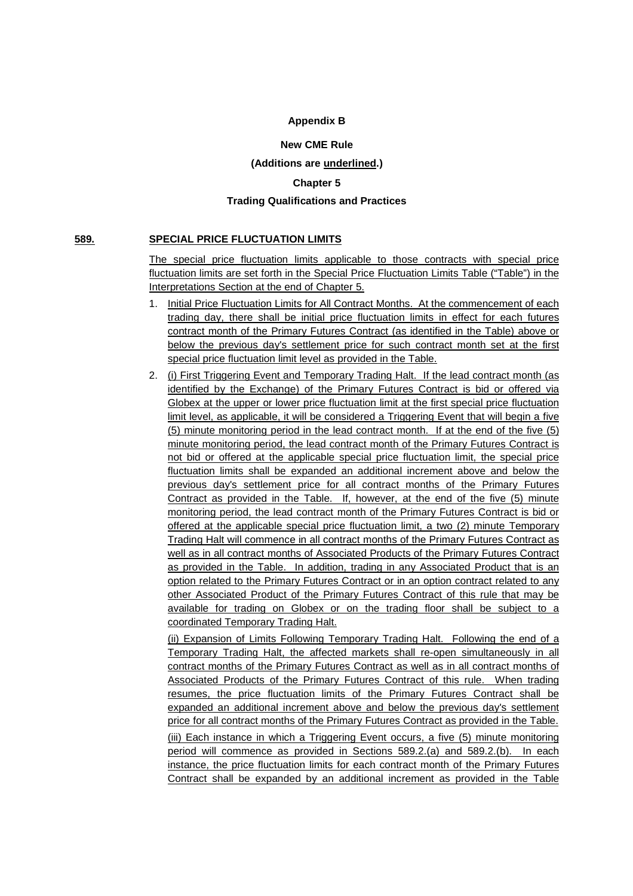**Appendix B**

**New CME Rule**

**(Additions are <u>underlined</u>.)**

**Chapter 5**

**Trading Qualifications and Practices**

**<u>589.</u> <u>SPECIAL PRICE FLUCTUATION LIMITS</u>**

<u>The special price fluctuation limits applicable to those contracts with special price fluctuation limits are set forth in the Special Price Fluctuation Limits Table ("Table") in the Interpretations Section at the end of Chapter 5.</u>

1. <u>Initial Price Fluctuation Limits for All Contract Months. At the commencement of each trading day, there shall be initial price fluctuation limits in effect for each futures contract month of the Primary Futures Contract (as identified in the Table) above or below the previous day's settlement price for such contract month set at the first special price fluctuation limit level as provided in the Table.</u>

2. <u>(i) First Triggering Event and Temporary Trading Halt. If the lead contract month (as identified by the Exchange) of the Primary Futures Contract is bid or offered via Globex at the upper or lower price fluctuation limit at the first special price fluctuation limit level, as applicable, it will be considered a Triggering Event that will begin a five (5) minute monitoring period in the lead contract month. If at the end of the five (5) minute monitoring period, the lead contract month of the Primary Futures Contract is not bid or offered at the applicable special price fluctuation limit, the special price fluctuation limits shall be expanded an additional increment above and below the previous day's settlement price for all contract months of the Primary Futures Contract as provided in the Table. If, however, at the end of the five (5) minute monitoring period, the lead contract month of the Primary Futures Contract is bid or offered at the applicable special price fluctuation limit, a two (2) minute Temporary Trading Halt will commence in all contract months of the Primary Futures Contract as well as in all contract months of Associated Products of the Primary Futures Contract as provided in the Table. In addition, trading in any Associated Product that is an option related to the Primary Futures Contract or in an option contract related to any other Associated Product of the Primary Futures Contract of this rule that may be available for trading on Globex or on the trading floor shall be subject to a coordinated Temporary Trading Halt.</u>

   <u>(ii) Expansion of Limits Following Temporary Trading Halt. Following the end of a Temporary Trading Halt, the affected markets shall re-open simultaneously in all contract months of the Primary Futures Contract as well as in all contract months of Associated Products of the Primary Futures Contract of this rule. When trading resumes, the price fluctuation limits of the Primary Futures Contract shall be expanded an additional increment above and below the previous day's settlement price for all contract months of the Primary Futures Contract as provided in the Table.</u>

   <u>(iii) Each instance in which a Triggering Event occurs, a five (5) minute monitoring period will commence as provided in Sections 589.2.(a) and 589.2.(b). In each instance, the price fluctuation limits for each contract month of the Primary Futures Contract shall be expanded by an additional increment as provided in the Table</u>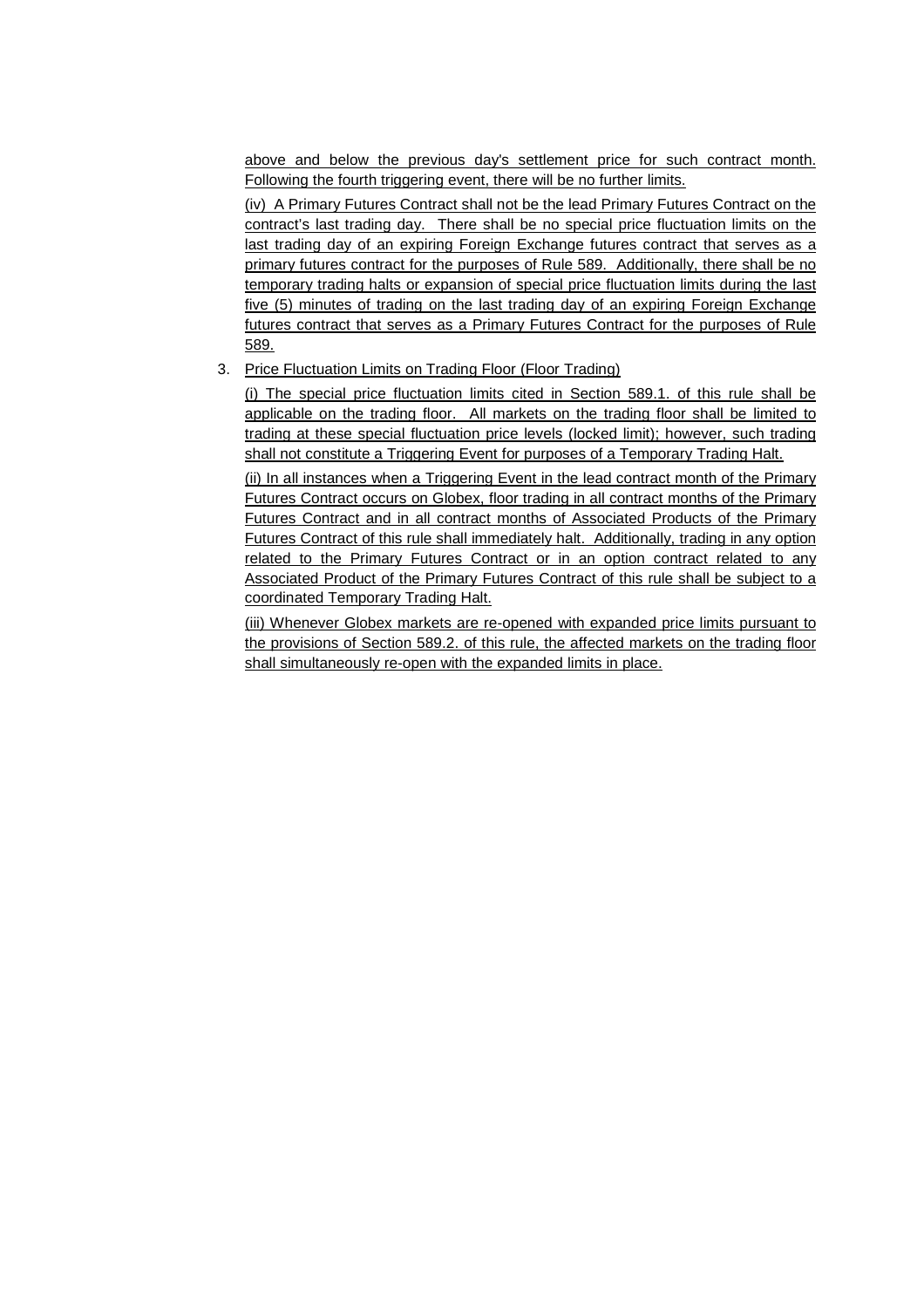above and below the previous day's settlement price for such contract month. Following the fourth triggering event, there will be no further limits.

(iv) A Primary Futures Contract shall not be the lead Primary Futures Contract on the contract's last trading day. There shall be no special price fluctuation limits on the last trading day of an expiring Foreign Exchange futures contract that serves as a primary futures contract for the purposes of Rule 589. Additionally, there shall be no temporary trading halts or expansion of special price fluctuation limits during the last five (5) minutes of trading on the last trading day of an expiring Foreign Exchange futures contract that serves as a Primary Futures Contract for the purposes of Rule 589.

3. Price Fluctuation Limits on Trading Floor (Floor Trading)

(i) The special price fluctuation limits cited in Section 589.1. of this rule shall be applicable on the trading floor. All markets on the trading floor shall be limited to trading at these special fluctuation price levels (locked limit); however, such trading shall not constitute a Triggering Event for purposes of a Temporary Trading Halt.

(ii) In all instances when a Triggering Event in the lead contract month of the Primary Futures Contract occurs on Globex, floor trading in all contract months of the Primary Futures Contract and in all contract months of Associated Products of the Primary Futures Contract of this rule shall immediately halt. Additionally, trading in any option related to the Primary Futures Contract or in an option contract related to any Associated Product of the Primary Futures Contract of this rule shall be subject to a coordinated Temporary Trading Halt.

(iii) Whenever Globex markets are re-opened with expanded price limits pursuant to the provisions of Section 589.2. of this rule, the affected markets on the trading floor shall simultaneously re-open with the expanded limits in place.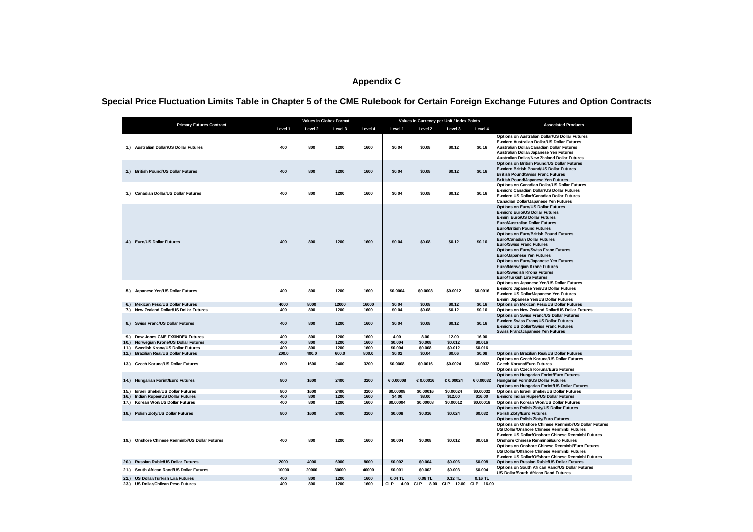## Appendix C

## Special Price Fluctuation Limits Table in Chapter 5 of the CME Rulebook for Certain Foreign Exchange Futures and Option Contracts

| Primary Futures Contract | Values in Globex Format | | | | Values in Currency per Unit / Index Points | | | | Associated Products |
|---|---|---|---|---|---|---|---|---|---|
| | Level 1 | Level 2 | Level 3 | Level 4 | Level 1 | Level 2 | Level 3 | Level 4 | |
| 1.) Australian Dollar/US Dollar Futures | 400 | 800 | 1200 | 1600 | $0.04 | $0.08 | $0.12 | $0.16 | Options on Australian Dollar/US Dollar Futures<br>E-micro Australian Dollar/US Dollar Futures<br>Australian Dollar/Canadian Dollar Futures<br>Australian Dollar/Japanese Yen Futures<br>Australian Dollar/New Zealand Dollar Futures |
| 2.) British Pound/US Dollar Futures | 400 | 800 | 1200 | 1600 | $0.04 | $0.08 | $0.12 | $0.16 | Options on British Pound/US Dollar Futures<br>E-micro British Pound/US Dollar Futures<br>British Pound/Swiss Franc Futures<br>British Pound/Japanese Yen Futures |
| 3.) Canadian Dollar/US Dollar Futures | 400 | 800 | 1200 | 1600 | $0.04 | $0.08 | $0.12 | $0.16 | Options on Canadian Dollar/US Dollar Futures<br>E-micro Canadian Dollar/US Dollar Futures<br>E-micro US Dollar/Canadian Dollar Futures<br>Canadian Dollar/Japanese Yen Futures |
| 4.) Euro/US Dollar Futures | 400 | 800 | 1200 | 1600 | $0.04 | $0.08 | $0.12 | $0.16 | Options on Euro/US Dollar Futures<br>E-micro Euro/US Dollar Futures<br>E-mini Euro/US Dollar Futures<br>Euro/Australian Dollar Futures<br>Euro/British Pound Futures<br>Options on Euro/British Pound Futures<br>Euro/Canadian Dollar Futures<br>Euro/Swiss Franc Futures<br>Options on Euro/Swiss Franc Futures<br>Euro/Japanese Yen Futures<br>Options on Euro/Japanese Yen Futures<br>Euro/Norwegian Krone Futures<br>Euro/Swedish Krona Futures<br>Euro/Turkish Lira Futures |
| 5.) Japanese Yen/US Dollar Futures | 400 | 800 | 1200 | 1600 | $0.0004 | $0.0008 | $0.0012 | $0.0016 | Options on Japanese Yen/US Dollar Futures<br>E-micro Japanese Yen/US Dollar Futures<br>E-micro US Dollar/Japanese Yen Futures<br>E-mini Japanese Yen/US Dollar Futures |
| 6.) Mexican Peso/US Dollar Futures | 4000 | 8000 | 12000 | 16000 | $0.04 | $0.08 | $0.12 | $0.16 | Options on Mexican Peso/US Dollar Futures |
| 7.) New Zealand Dollar/US Dollar Futures | 400 | 800 | 1200 | 1600 | $0.04 | $0.08 | $0.12 | $0.16 | Options on New Zealand Dollar/US Dollar Futures |
| 8.) Swiss Franc/US Dollar Futures | 400 | 800 | 1200 | 1600 | $0.04 | $0.08 | $0.12 | $0.16 | Options on Swiss Franc/US Dollar Futures<br>E-micro Swiss Franc/US Dollar Futures<br>E-micro US Dollar/Swiss Franc Futures<br>Swiss Franc/Japanese Yen Futures |
| 9.) Dow Jones CME FX$INDEX Futures | 400 | 800 | 1200 | 1600 | 4.00 | 8.00 | 12.00 | 16.00 | |
| 10.) Norwegian Krone/US Dollar Futures | 400 | 800 | 1200 | 1600 | $0.004 | $0.008 | $0.012 | $0.016 | |
| 11.) Swedish Krona/US Dollar Futures | 400 | 800 | 1200 | 1600 | $0.004 | $0.008 | $0.012 | $0.016 | |
| 12.) Brazilian Real/US Dollar Futures | 200.0 | 400.0 | 600.0 | 800.0 | $0.02 | $0.04 | $0.06 | $0.08 | Options on Brazilian Real/US Dollar Futures |
| 13.) Czech Koruna/US Dollar Futures | 800 | 1600 | 2400 | 3200 | $0.0008 | $0.0016 | $0.0024 | $0.0032 | Options on Czech Koruna/US Dollar Futures<br>Czech Koruna/Euro Futures<br>Options on Czech Koruna/Euro Futures |
| 14.) Hungarian Forint/Euro Futures | 800 | 1600 | 2400 | 3200 | € 0.00008 | € 0.00016 | € 0.00024 | € 0.00032 | Options on Hungarian Forint/Euro Futures<br>Hungarian Forint/US Dollar Futures<br>Options on Hungarian Forint/US Dollar Futures |
| 15.) Israeli Shekel/US Dollar Futures | 800 | 1600 | 2400 | 3200 | $0.00008 | $0.00016 | $0.00024 | $0.00032 | Options on Israeli Shekel/US Dollar Futures |
| 16.) Indian Rupee/US Dollar Futures | 400 | 800 | 1200 | 1600 | $4.00 | $8.00 | $12.00 | $16.00 | E-micro Indian Rupee/US Dollar Futures |
| 17.) Korean Won/US Dollar Futures | 400 | 800 | 1200 | 1600 | $0.00004 | $0.00008 | $0.00012 | $0.00016 | Options on Korean Won/US Dollar Futures |
| 18.) Polish Zloty/US Dollar Futures | 800 | 1600 | 2400 | 3200 | $0.008 | $0.016 | $0.024 | $0.032 | Options on Polish Zloty/US Dollar Futures<br>Polish Zloty/Euro Futures<br>Options on Polish Zloty/Euro Futures |
| 19.) Onshore Chinese Renminbi/US Dollar Futures | 400 | 800 | 1200 | 1600 | $0.004 | $0.008 | $0.012 | $0.016 | Options on Onshore Chinese Renminbi/US Dollar Futures<br>US Dollar/Onshore Chinese Renminbi Futures<br>E-micro US Dollar/Onshore Chinese Renminbi Futures<br>Onshore Chinese Renminbi/Euro Futures<br>Options on Onshore Chinese Renminbi/Euro Futures<br>US Dollar/Offshore Chinese Renminbi Futures<br>E-micro US Dollar/Offshore Chinese Renminbi Futures |
| 20.) Russian Ruble/US Dollar Futures | 2000 | 4000 | 6000 | 8000 | $0.002 | $0.004 | $0.006 | $0.008 | Options on Russian Ruble/US Dollar Futures |
| 21.) South African Rand/US Dollar Futures | 10000 | 20000 | 30000 | 40000 | $0.001 | $0.002 | $0.003 | $0.004 | Options on South African Rand/US Dollar Futures<br>US Dollar/South African Rand Futures |
| 22.) US Dollar/Turkish Lira Futures | 400 | 800 | 1200 | 1600 | 0.04 TL | 0.08 TL | 0.12 TL | 0.16 TL | |
| 23.) US Dollar/Chilean Peso Futures | 400 | 800 | 1200 | 1600 | CLP 4.00 | CLP 8.00 | CLP 12.00 | CLP 16.00 | |